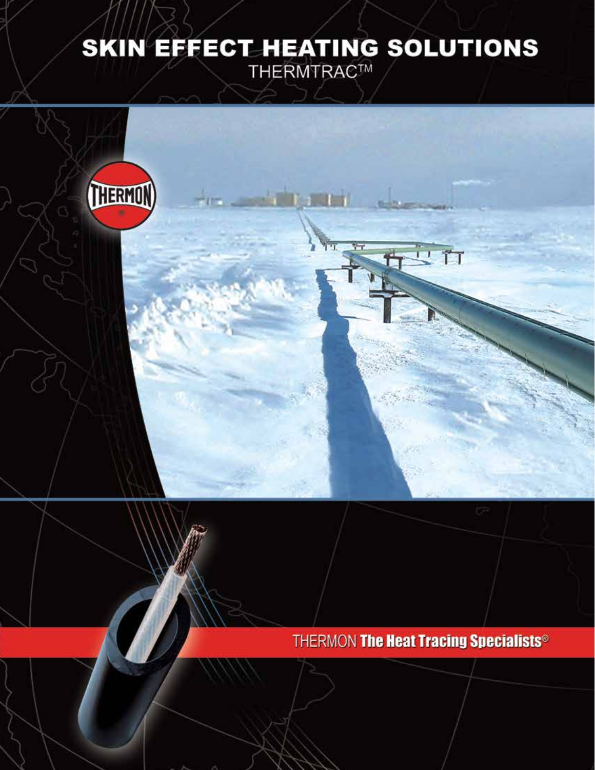# SKIN EFFECT HEATING SOLUTIONS

THERMTRAC™

THERMON The Heat Tracing Specialists®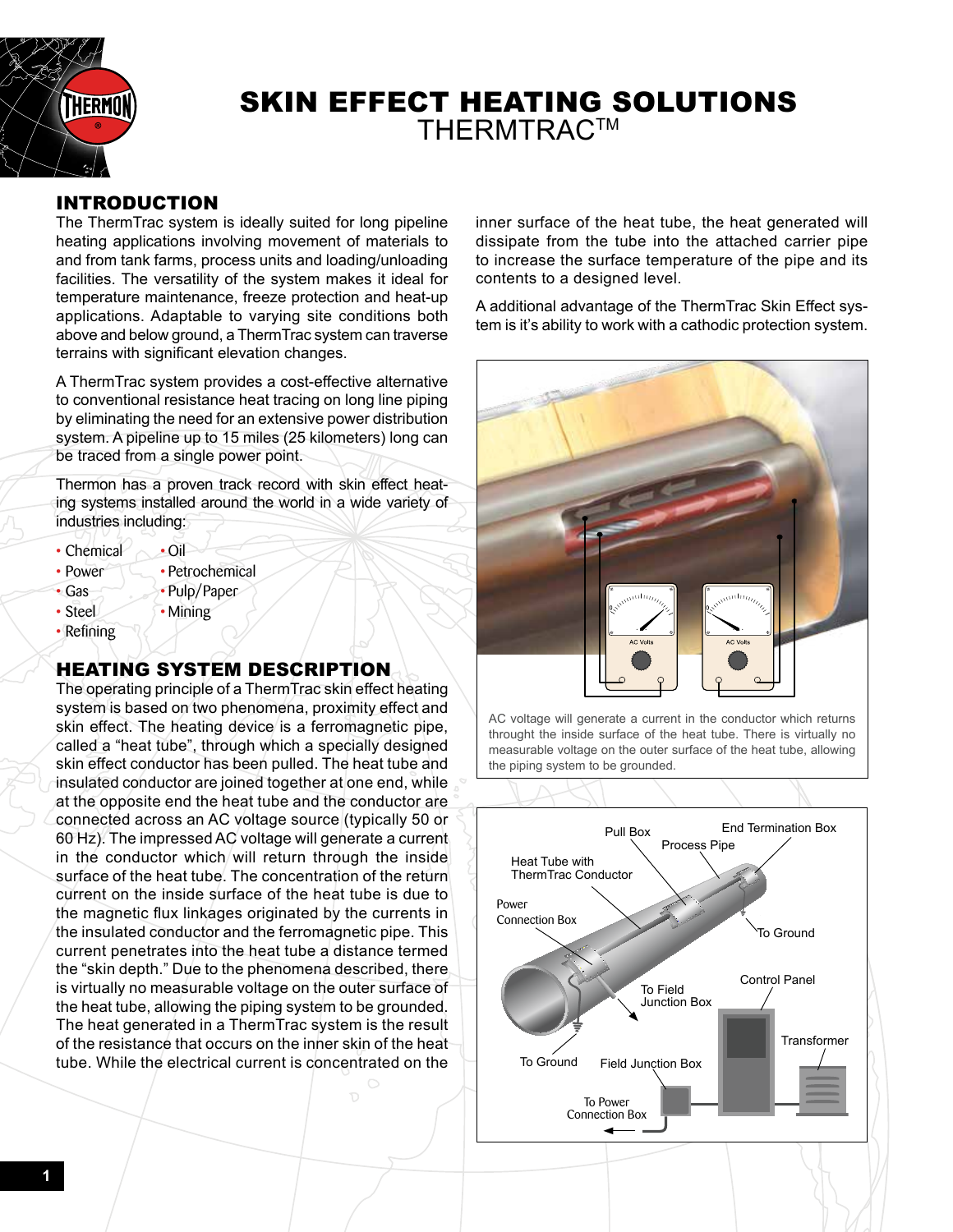# SKIN EFFECT HEATING SOLUTIONS

THERMTRAC™

## INTRODUCTION

The ThermTrac system is ideally suited for long pipeline heating applications involving movement of materials to and from tank farms, process units and loading/unloading facilities. The versatility of the system makes it ideal for temperature maintenance, freeze protection and heat-up applications. Adaptable to varying site conditions both above and below ground, a ThermTrac system can traverse terrains with significant elevation changes.

A ThermTrac system provides a cost-effective alternative to conventional resistance heat tracing on long line piping by eliminating the need for an extensive power distribution system. A pipeline up to 15 miles (25 kilometers) long can be traced from a single power point.

Thermon has a proven track record with skin effect heating systems installed around the world in a wide variety of industries including:

- Chemical
- Power
- Gas
- Steel
- Refining
- Oil
- Petrochemical
- Pulp/Paper
- Mining

## HEATING SYSTEM DESCRIPTION

The operating principle of a ThermTrac skin effect heating system is based on two phenomena, proximity effect and skin effect. The heating device is a ferromagnetic pipe, called a "heat tube", through which a specially designed skin effect conductor has been pulled. The heat tube and insulated conductor are joined together at one end, while at the opposite end the heat tube and the conductor are connected across an AC voltage source (typically 50 or 60 Hz). The impressed AC voltage will generate a current in the conductor which will return through the inside surface of the heat tube. The concentration of the return current on the inside surface of the heat tube is due to the magnetic flux linkages originated by the currents in the insulated conductor and the ferromagnetic pipe. This current penetrates into the heat tube a distance termed the "skin depth." Due to the phenomena described, there is virtually no measurable voltage on the outer surface of the heat tube, allowing the piping system to be grounded. The heat generated in a ThermTrac system is the result of the resistance that occurs on the inner skin of the heat tube. While the electrical current is concentrated on the inner surface of the heat tube, the heat generated will dissipate from the tube into the attached carrier pipe to increase the surface temperature of the pipe and its contents to a designed level.

A additional advantage of the ThermTrac Skin Effect system is it's ability to work with a cathodic protection system.

AC voltage will generate a current in the conductor which returns throught the inside surface of the heat tube. There is virtually no measurable voltage on the outer surface of the heat tube, allowing the piping system to be grounded.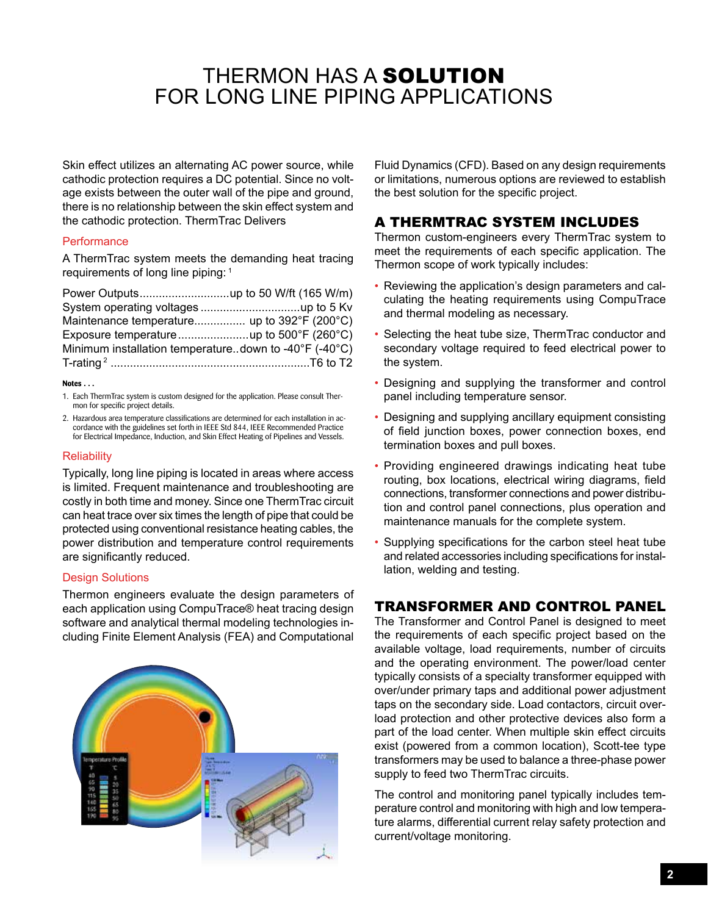# THERMON HAS A **SOLUTION** FOR LONG LINE PIPING APPLICATIONS

Skin effect utilizes an alternating AC power source, while cathodic protection requires a DC potential. Since no voltage exists between the outer wall of the pipe and ground, there is no relationship between the skin effect system and the cathodic protection. ThermTrac Delivers

### Performance

A ThermTrac system meets the demanding heat tracing requirements of long line piping: [1]

Power Outputs............................up to 50 W/ft (165 W/m)
System operating voltages ...............................up to 5 Kv
Maintenance temperature................ up to 392°F (200°C)
Exposure temperature......................up to 500°F (260°C)
Minimum installation temperature..down to -40°F (-40°C)
T-rating [2] .............................................................T6 to T2

**Notes . . .**

1. Each ThermTrac system is custom designed for the application. Please consult Thermon for specific project details.
2. Hazardous area temperature classifications are determined for each installation in accordance with the guidelines set forth in IEEE Std 844, IEEE Recommended Practice for Electrical Impedance, Induction, and Skin Effect Heating of Pipelines and Vessels.

### Reliability

Typically, long line piping is located in areas where access is limited. Frequent maintenance and troubleshooting are costly in both time and money. Since one ThermTrac circuit can heat trace over six times the length of pipe that could be protected using conventional resistance heating cables, the power distribution and temperature control requirements are significantly reduced.

### Design Solutions

Thermon engineers evaluate the design parameters of each application using CompuTrace® heat tracing design software and analytical thermal modeling technologies including Finite Element Analysis (FEA) and Computational Fluid Dynamics (CFD). Based on any design requirements or limitations, numerous options are reviewed to establish the best solution for the specific project.

## A THERMTRAC SYSTEM INCLUDES

Thermon custom-engineers every ThermTrac system to meet the requirements of each specific application. The Thermon scope of work typically includes:

- Reviewing the application's design parameters and calculating the heating requirements using CompuTrace and thermal modeling as necessary.
- Selecting the heat tube size, ThermTrac conductor and secondary voltage required to feed electrical power to the system.
- Designing and supplying the transformer and control panel including temperature sensor.
- Designing and supplying ancillary equipment consisting of field junction boxes, power connection boxes, end termination boxes and pull boxes.
- Providing engineered drawings indicating heat tube routing, box locations, electrical wiring diagrams, field connections, transformer connections and power distribution and control panel connections, plus operation and maintenance manuals for the complete system.
- Supplying specifications for the carbon steel heat tube and related accessories including specifications for installation, welding and testing.

## TRANSFORMER AND CONTROL PANEL

The Transformer and Control Panel is designed to meet the requirements of each specific project based on the available voltage, load requirements, number of circuits and the operating environment. The power/load center typically consists of a specialty transformer equipped with over/under primary taps and additional power adjustment taps on the secondary side. Load contactors, circuit overload protection and other protective devices also form a part of the load center. When multiple skin effect circuits exist (powered from a common location), Scott-tee type transformers may be used to balance a three-phase power supply to feed two ThermTrac circuits.

The control and monitoring panel typically includes temperature control and monitoring with high and low temperature alarms, differential current relay safety protection and current/voltage monitoring.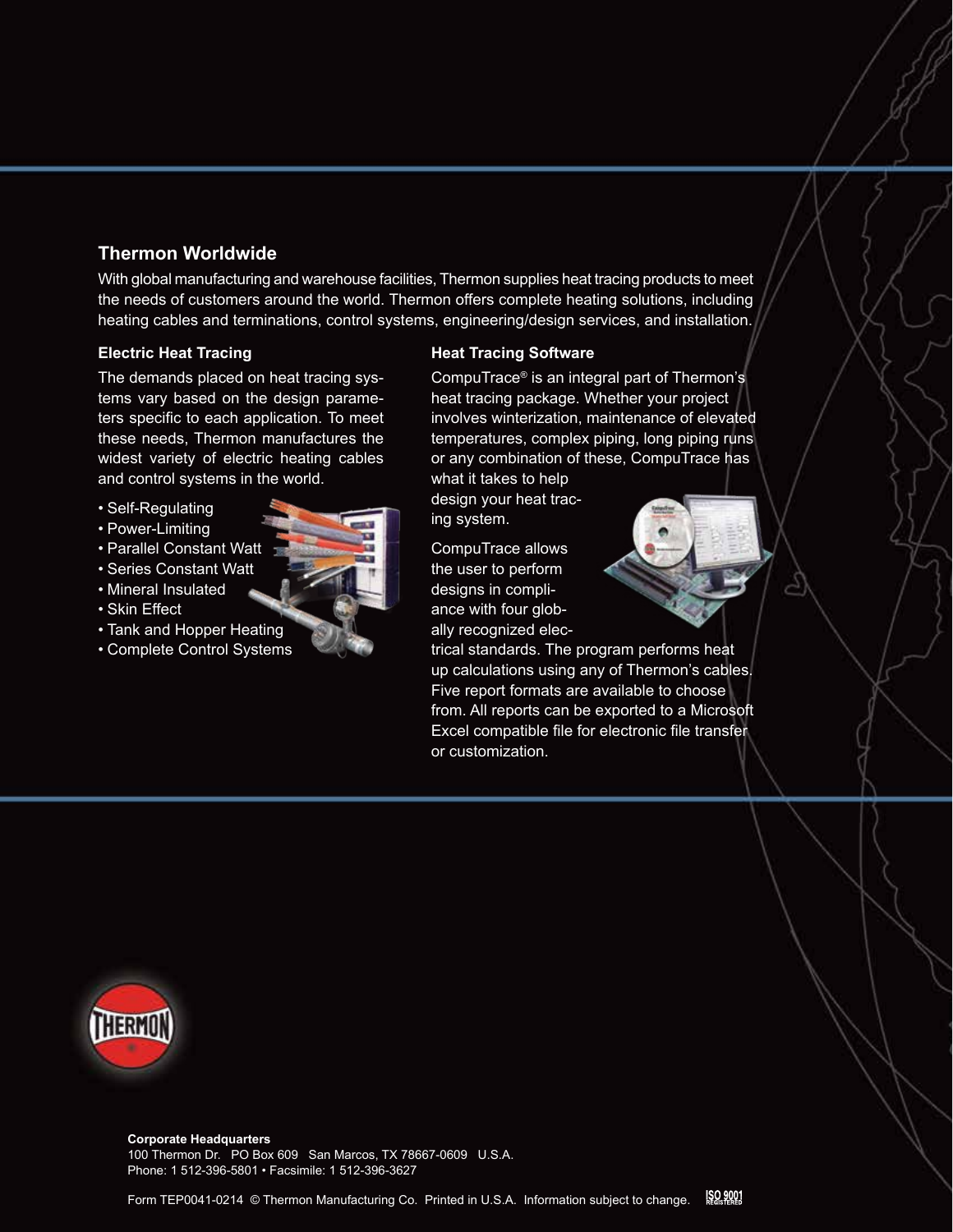## Thermon Worldwide

With global manufacturing and warehouse facilities, Thermon supplies heat tracing products to meet the needs of customers around the world. Thermon offers complete heating solutions, including heating cables and terminations, control systems, engineering/design services, and installation.

### Electric Heat Tracing

The demands placed on heat tracing systems vary based on the design parameters specific to each application. To meet these needs, Thermon manufactures the widest variety of electric heating cables and control systems in the world.

- Self-Regulating
- Power-Limiting
- Parallel Constant Watt
- Series Constant Watt
- Mineral Insulated
- Skin Effect
- Tank and Hopper Heating
- Complete Control Systems

### Heat Tracing Software

CompuTrace® is an integral part of Thermon's heat tracing package. Whether your project involves winterization, maintenance of elevated temperatures, complex piping, long piping runs or any combination of these, CompuTrace has what it takes to help design your heat tracing system.

CompuTrace allows the user to perform designs in compliance with four globally recognized electrical standards. The program performs heat up calculations using any of Thermon's cables. Five report formats are available to choose from. All reports can be exported to a Microsoft Excel compatible file for electronic file transfer or customization.

**Corporate Headquarters**
100 Thermon Dr. PO Box 609 San Marcos, TX 78667-0609 U.S.A.
Phone: 1 512-396-5801 • Facsimile: 1 512-396-3627

Form TEP0041-0214 © Thermon Manufacturing Co. Printed in U.S.A. Information subject to change. ISO 9001 REGISTERED